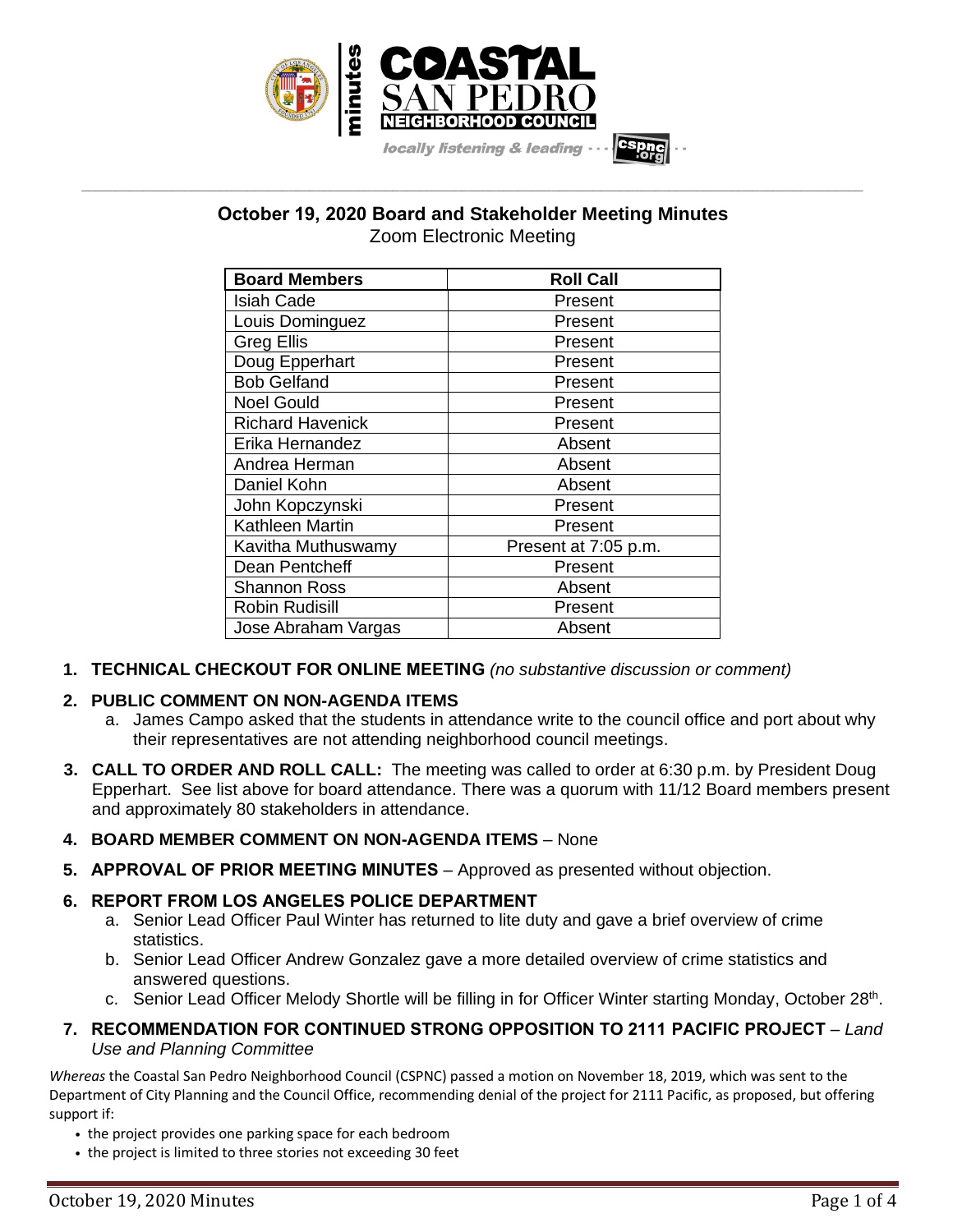# October 19, 2020 Board and Stakeholder Meeting Minutes

Zoom Electronic Meeting

| Board Members | Roll Call |
|---|---|
| Isiah Cade | Present |
| Louis Dominguez | Present |
| Greg Ellis | Present |
| Doug Epperhart | Present |
| Bob Gelfand | Present |
| Noel Gould | Present |
| Richard Havenick | Present |
| Erika Hernandez | Absent |
| Andrea Herman | Absent |
| Daniel Kohn | Absent |
| John Kopczynski | Present |
| Kathleen Martin | Present |
| Kavitha Muthuswamy | Present at 7:05 p.m. |
| Dean Pentcheff | Present |
| Shannon Ross | Absent |
| Robin Rudisill | Present |
| Jose Abraham Vargas | Absent |

1. **TECHNICAL CHECKOUT FOR ONLINE MEETING** *(no substantive discussion or comment)*

2. **PUBLIC COMMENT ON NON-AGENDA ITEMS**
   a. James Campo asked that the students in attendance write to the council office and port about why their representatives are not attending neighborhood council meetings.

3. **CALL TO ORDER AND ROLL CALL:** The meeting was called to order at 6:30 p.m. by President Doug Epperhart. See list above for board attendance. There was a quorum with 11/12 Board members present and approximately 80 stakeholders in attendance.

4. **BOARD MEMBER COMMENT ON NON-AGENDA ITEMS** – None

5. **APPROVAL OF PRIOR MEETING MINUTES** – Approved as presented without objection.

6. **REPORT FROM LOS ANGELES POLICE DEPARTMENT**
   a. Senior Lead Officer Paul Winter has returned to lite duty and gave a brief overview of crime statistics.
   b. Senior Lead Officer Andrew Gonzalez gave a more detailed overview of crime statistics and answered questions.
   c. Senior Lead Officer Melody Shortle will be filling in for Officer Winter starting Monday, October 28th.

7. **RECOMMENDATION FOR CONTINUED STRONG OPPOSITION TO 2111 PACIFIC PROJECT** – *Land Use and Planning Committee*

*Whereas* the Coastal San Pedro Neighborhood Council (CSPNC) passed a motion on November 18, 2019, which was sent to the Department of City Planning and the Council Office, recommending denial of the project for 2111 Pacific, as proposed, but offering support if:

- the project provides one parking space for each bedroom
- the project is limited to three stories not exceeding 30 feet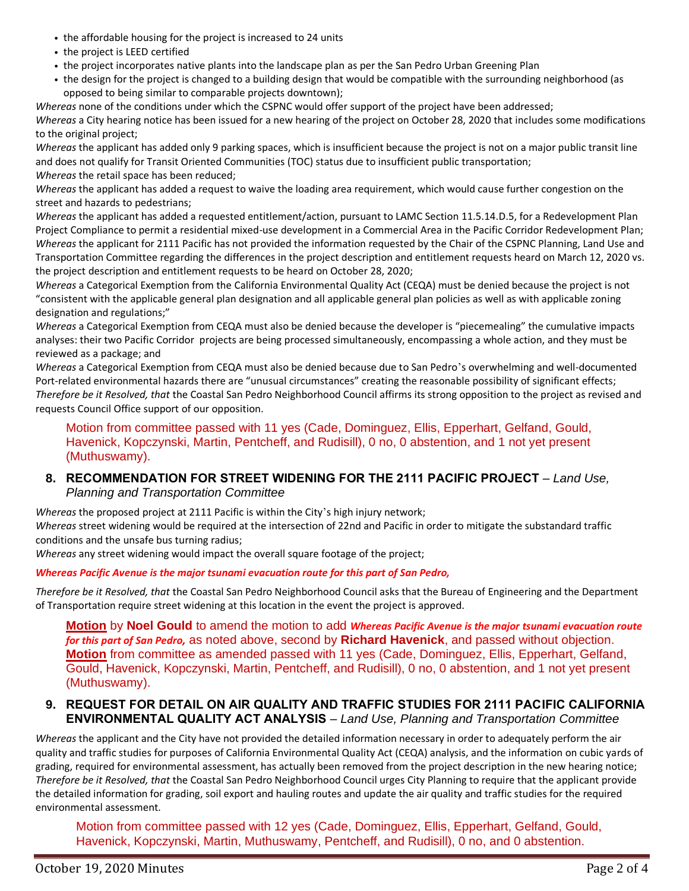- the affordable housing for the project is increased to 24 units
- the project is LEED certified
- the project incorporates native plants into the landscape plan as per the San Pedro Urban Greening Plan
- the design for the project is changed to a building design that would be compatible with the surrounding neighborhood (as opposed to being similar to comparable projects downtown);

*Whereas* none of the conditions under which the CSPNC would offer support of the project have been addressed;
*Whereas* a City hearing notice has been issued for a new hearing of the project on October 28, 2020 that includes some modifications to the original project;
*Whereas* the applicant has added only 9 parking spaces, which is insufficient because the project is not on a major public transit line and does not qualify for Transit Oriented Communities (TOC) status due to insufficient public transportation;
*Whereas* the retail space has been reduced;
*Whereas* the applicant has added a request to waive the loading area requirement, which would cause further congestion on the street and hazards to pedestrians;
*Whereas* the applicant has added a requested entitlement/action, pursuant to LAMC Section 11.5.14.D.5, for a Redevelopment Plan Project Compliance to permit a residential mixed-use development in a Commercial Area in the Pacific Corridor Redevelopment Plan;
*Whereas* the applicant for 2111 Pacific has not provided the information requested by the Chair of the CSPNC Planning, Land Use and Transportation Committee regarding the differences in the project description and entitlement requests heard on March 12, 2020 vs. the project description and entitlement requests to be heard on October 28, 2020;
*Whereas* a Categorical Exemption from the California Environmental Quality Act (CEQA) must be denied because the project is not "consistent with the applicable general plan designation and all applicable general plan policies as well as with applicable zoning designation and regulations;"
*Whereas* a Categorical Exemption from CEQA must also be denied because the developer is "piecemealing" the cumulative impacts analyses: their two Pacific Corridor projects are being processed simultaneously, encompassing a whole action, and they must be reviewed as a package; and
*Whereas* a Categorical Exemption from CEQA must also be denied because due to San Pedro's overwhelming and well-documented Port-related environmental hazards there are "unusual circumstances" creating the reasonable possibility of significant effects;
*Therefore be it Resolved, that* the Coastal San Pedro Neighborhood Council affirms its strong opposition to the project as revised and requests Council Office support of our opposition.

Motion from committee passed with 11 yes (Cade, Dominguez, Ellis, Epperhart, Gelfand, Gould, Havenick, Kopczynski, Martin, Pentcheff, and Rudisill), 0 no, 0 abstention, and 1 not yet present (Muthuswamy).

### 8. RECOMMENDATION FOR STREET WIDENING FOR THE 2111 PACIFIC PROJECT – *Land Use, Planning and Transportation Committee*

*Whereas* the proposed project at 2111 Pacific is within the City's high injury network;
*Whereas* street widening would be required at the intersection of 22nd and Pacific in order to mitigate the substandard traffic conditions and the unsafe bus turning radius;
*Whereas* any street widening would impact the overall square footage of the project;

***Whereas Pacific Avenue is the major tsunami evacuation route for this part of San Pedro,***

*Therefore be it Resolved, that* the Coastal San Pedro Neighborhood Council asks that the Bureau of Engineering and the Department of Transportation require street widening at this location in the event the project is approved.

**Motion** by **Noel Gould** to amend the motion to add ***Whereas Pacific Avenue is the major tsunami evacuation route for this part of San Pedro,*** as noted above, second by **Richard Havenick**, and passed without objection.
**Motion** from committee as amended passed with 11 yes (Cade, Dominguez, Ellis, Epperhart, Gelfand, Gould, Havenick, Kopczynski, Martin, Pentcheff, and Rudisill), 0 no, 0 abstention, and 1 not yet present (Muthuswamy).

### 9. REQUEST FOR DETAIL ON AIR QUALITY AND TRAFFIC STUDIES FOR 2111 PACIFIC CALIFORNIA ENVIRONMENTAL QUALITY ACT ANALYSIS – *Land Use, Planning and Transportation Committee*

*Whereas* the applicant and the City have not provided the detailed information necessary in order to adequately perform the air quality and traffic studies for purposes of California Environmental Quality Act (CEQA) analysis, and the information on cubic yards of grading, required for environmental assessment, has actually been removed from the project description in the new hearing notice;
*Therefore be it Resolved, that* the Coastal San Pedro Neighborhood Council urges City Planning to require that the applicant provide the detailed information for grading, soil export and hauling routes and update the air quality and traffic studies for the required environmental assessment.

Motion from committee passed with 12 yes (Cade, Dominguez, Ellis, Epperhart, Gelfand, Gould, Havenick, Kopczynski, Martin, Muthuswamy, Pentcheff, and Rudisill), 0 no, and 0 abstention.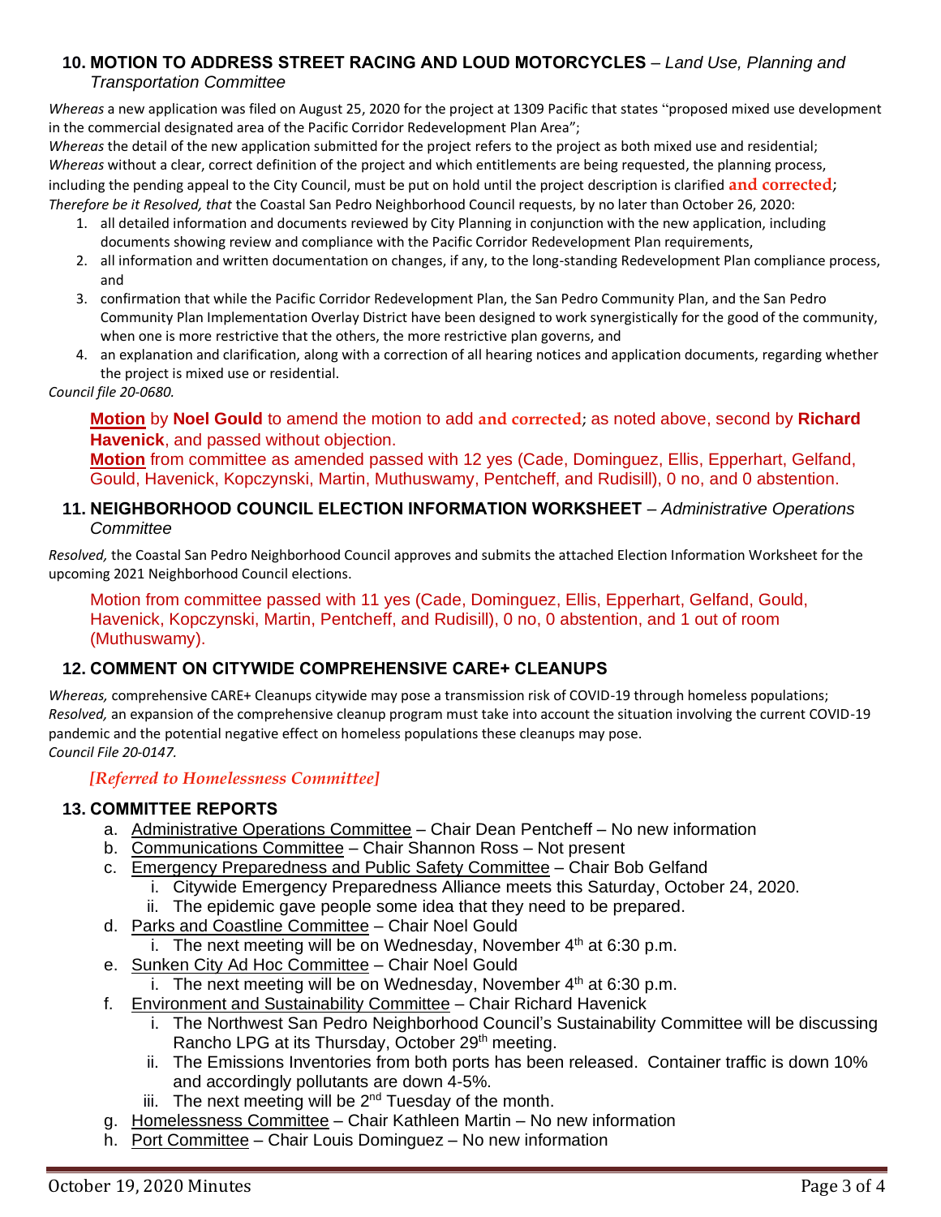## 10. MOTION TO ADDRESS STREET RACING AND LOUD MOTORCYCLES – *Land Use, Planning and Transportation Committee*

*Whereas* a new application was filed on August 25, 2020 for the project at 1309 Pacific that states "proposed mixed use development in the commercial designated area of the Pacific Corridor Redevelopment Plan Area";

*Whereas* the detail of the new application submitted for the project refers to the project as both mixed use and residential;

*Whereas* without a clear, correct definition of the project and which entitlements are being requested, the planning process, including the pending appeal to the City Council, must be put on hold until the project description is clarified **and corrected**;

*Therefore be it Resolved, that* the Coastal San Pedro Neighborhood Council requests, by no later than October 26, 2020:

1. all detailed information and documents reviewed by City Planning in conjunction with the new application, including documents showing review and compliance with the Pacific Corridor Redevelopment Plan requirements,
2. all information and written documentation on changes, if any, to the long-standing Redevelopment Plan compliance process, and
3. confirmation that while the Pacific Corridor Redevelopment Plan, the San Pedro Community Plan, and the San Pedro Community Plan Implementation Overlay District have been designed to work synergistically for the good of the community, when one is more restrictive that the others, the more restrictive plan governs, and
4. an explanation and clarification, along with a correction of all hearing notices and application documents, regarding whether the project is mixed use or residential.

*Council file 20-0680.*

**Motion** by **Noel Gould** to amend the motion to add **and corrected**; as noted above, second by **Richard Havenick**, and passed without objection.

**Motion** from committee as amended passed with 12 yes (Cade, Dominguez, Ellis, Epperhart, Gelfand, Gould, Havenick, Kopczynski, Martin, Muthuswamy, Pentcheff, and Rudisill), 0 no, and 0 abstention.

## 11. NEIGHBORHOOD COUNCIL ELECTION INFORMATION WORKSHEET – *Administrative Operations Committee*

*Resolved,* the Coastal San Pedro Neighborhood Council approves and submits the attached Election Information Worksheet for the upcoming 2021 Neighborhood Council elections.

Motion from committee passed with 11 yes (Cade, Dominguez, Ellis, Epperhart, Gelfand, Gould, Havenick, Kopczynski, Martin, Pentcheff, and Rudisill), 0 no, 0 abstention, and 1 out of room (Muthuswamy).

## 12. COMMENT ON CITYWIDE COMPREHENSIVE CARE+ CLEANUPS

*Whereas,* comprehensive CARE+ Cleanups citywide may pose a transmission risk of COVID-19 through homeless populations;

*Resolved,* an expansion of the comprehensive cleanup program must take into account the situation involving the current COVID-19 pandemic and the potential negative effect on homeless populations these cleanups may pose.

*Council File 20-0147.*

*[Referred to Homelessness Committee]*

## 13. COMMITTEE REPORTS

a. Administrative Operations Committee – Chair Dean Pentcheff – No new information
b. Communications Committee – Chair Shannon Ross – Not present
c. Emergency Preparedness and Public Safety Committee – Chair Bob Gelfand
   i. Citywide Emergency Preparedness Alliance meets this Saturday, October 24, 2020.
   ii. The epidemic gave people some idea that they need to be prepared.
d. Parks and Coastline Committee – Chair Noel Gould
   i. The next meeting will be on Wednesday, November 4th at 6:30 p.m.
e. Sunken City Ad Hoc Committee – Chair Noel Gould
   i. The next meeting will be on Wednesday, November 4th at 6:30 p.m.
f. Environment and Sustainability Committee – Chair Richard Havenick
   i. The Northwest San Pedro Neighborhood Council's Sustainability Committee will be discussing Rancho LPG at its Thursday, October 29th meeting.
   ii. The Emissions Inventories from both ports has been released. Container traffic is down 10% and accordingly pollutants are down 4-5%.
   iii. The next meeting will be 2nd Tuesday of the month.
g. Homelessness Committee – Chair Kathleen Martin – No new information
h. Port Committee – Chair Louis Dominguez – No new information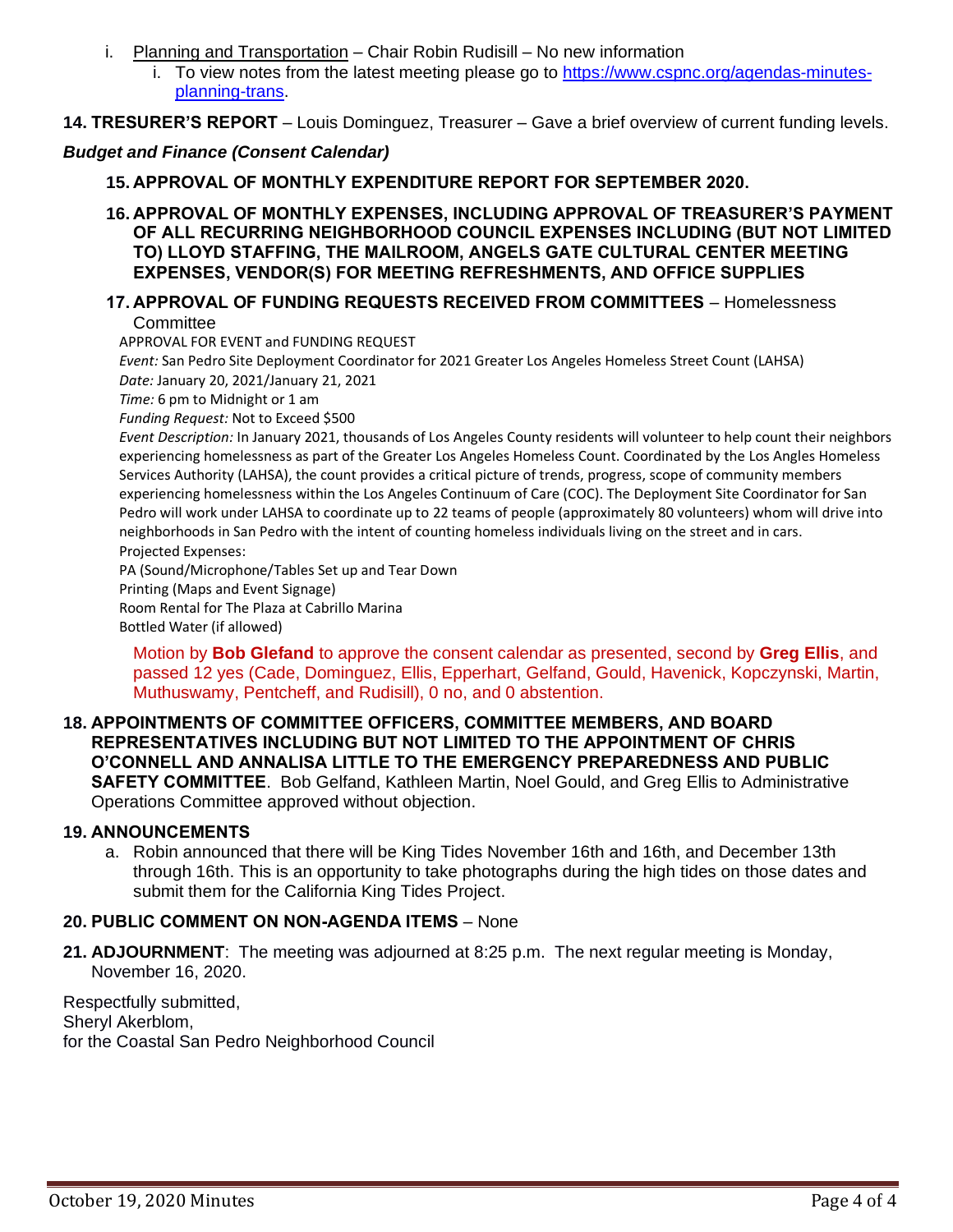i. Planning and Transportation – Chair Robin Rudisill – No new information
   i. To view notes from the latest meeting please go to https://www.cspnc.org/agendas-minutes-planning-trans.

**14. TRESURER'S REPORT** – Louis Dominguez, Treasurer – Gave a brief overview of current funding levels.

***Budget and Finance (Consent Calendar)***

**15. APPROVAL OF MONTHLY EXPENDITURE REPORT FOR SEPTEMBER 2020.**

**16. APPROVAL OF MONTHLY EXPENSES, INCLUDING APPROVAL OF TREASURER'S PAYMENT OF ALL RECURRING NEIGHBORHOOD COUNCIL EXPENSES INCLUDING (BUT NOT LIMITED TO) LLOYD STAFFING, THE MAILROOM, ANGELS GATE CULTURAL CENTER MEETING EXPENSES, VENDOR(S) FOR MEETING REFRESHMENTS, AND OFFICE SUPPLIES**

**17. APPROVAL OF FUNDING REQUESTS RECEIVED FROM COMMITTEES** – Homelessness Committee

APPROVAL FOR EVENT and FUNDING REQUEST

*Event:* San Pedro Site Deployment Coordinator for 2021 Greater Los Angeles Homeless Street Count (LAHSA)

*Date:* January 20, 2021/January 21, 2021

*Time:* 6 pm to Midnight or 1 am

*Funding Request:* Not to Exceed $500

*Event Description:* In January 2021, thousands of Los Angeles County residents will volunteer to help count their neighbors experiencing homelessness as part of the Greater Los Angeles Homeless Count. Coordinated by the Los Angles Homeless Services Authority (LAHSA), the count provides a critical picture of trends, progress, scope of community members experiencing homelessness within the Los Angeles Continuum of Care (COC). The Deployment Site Coordinator for San Pedro will work under LAHSA to coordinate up to 22 teams of people (approximately 80 volunteers) whom will drive into neighborhoods in San Pedro with the intent of counting homeless individuals living on the street and in cars.

Projected Expenses:

PA (Sound/Microphone/Tables Set up and Tear Down

Printing (Maps and Event Signage)

Room Rental for The Plaza at Cabrillo Marina

Bottled Water (if allowed)

Motion by **Bob Glefand** to approve the consent calendar as presented, second by **Greg Ellis**, and passed 12 yes (Cade, Dominguez, Ellis, Epperhart, Gelfand, Gould, Havenick, Kopczynski, Martin, Muthuswamy, Pentcheff, and Rudisill), 0 no, and 0 abstention.

**18. APPOINTMENTS OF COMMITTEE OFFICERS, COMMITTEE MEMBERS, AND BOARD REPRESENTATIVES INCLUDING BUT NOT LIMITED TO THE APPOINTMENT OF CHRIS O'CONNELL AND ANNALISA LITTLE TO THE EMERGENCY PREPAREDNESS AND PUBLIC SAFETY COMMITTEE**. Bob Gelfand, Kathleen Martin, Noel Gould, and Greg Ellis to Administrative Operations Committee approved without objection.

**19. ANNOUNCEMENTS**

a. Robin announced that there will be King Tides November 16th and 16th, and December 13th through 16th. This is an opportunity to take photographs during the high tides on those dates and submit them for the California King Tides Project.

**20. PUBLIC COMMENT ON NON-AGENDA ITEMS** – None

**21. ADJOURNMENT**: The meeting was adjourned at 8:25 p.m. The next regular meeting is Monday, November 16, 2020.

Respectfully submitted,
Sheryl Akerblom,
for the Coastal San Pedro Neighborhood Council